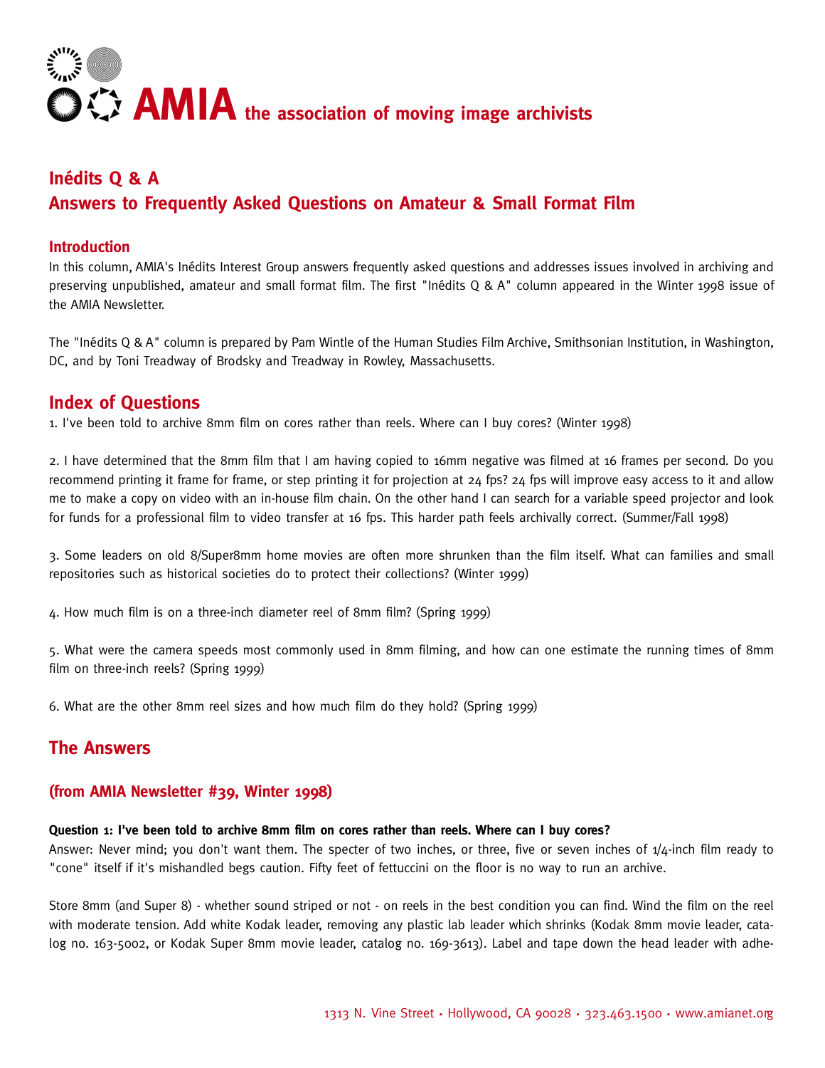# AMIA the association of moving image archivists

## Inédits Q & A
## Answers to Frequently Asked Questions on Amateur & Small Format Film

### Introduction

In this column, AMIA's Inédits Interest Group answers frequently asked questions and addresses issues involved in archiving and preserving unpublished, amateur and small format film. The first "Inédits Q & A" column appeared in the Winter 1998 issue of the AMIA Newsletter.

The "Inédits Q & A" column is prepared by Pam Wintle of the Human Studies Film Archive, Smithsonian Institution, in Washington, DC, and by Toni Treadway of Brodsky and Treadway in Rowley, Massachusetts.

## Index of Questions

1. I've been told to archive 8mm film on cores rather than reels. Where can I buy cores? (Winter 1998)

2. I have determined that the 8mm film that I am having copied to 16mm negative was filmed at 16 frames per second. Do you recommend printing it frame for frame, or step printing it for projection at 24 fps? 24 fps will improve easy access to it and allow me to make a copy on video with an in-house film chain. On the other hand I can search for a variable speed projector and look for funds for a professional film to video transfer at 16 fps. This harder path feels archivally correct. (Summer/Fall 1998)

3. Some leaders on old 8/Super8mm home movies are often more shrunken than the film itself. What can families and small repositories such as historical societies do to protect their collections? (Winter 1999)

4. How much film is on a three-inch diameter reel of 8mm film? (Spring 1999)

5. What were the camera speeds most commonly used in 8mm filming, and how can one estimate the running times of 8mm film on three-inch reels? (Spring 1999)

6. What are the other 8mm reel sizes and how much film do they hold? (Spring 1999)

## The Answers

### (from AMIA Newsletter #39, Winter 1998)

**Question 1: I've been told to archive 8mm film on cores rather than reels. Where can I buy cores?**

Answer: Never mind; you don't want them. The specter of two inches, or three, five or seven inches of 1/4-inch film ready to "cone" itself if it's mishandled begs caution. Fifty feet of fettuccini on the floor is no way to run an archive.

Store 8mm (and Super 8) - whether sound striped or not - on reels in the best condition you can find. Wind the film on the reel with moderate tension. Add white Kodak leader, removing any plastic lab leader which shrinks (Kodak 8mm movie leader, catalog no. 163-5002, or Kodak Super 8mm movie leader, catalog no. 169-3613). Label and tape down the head leader with adhe-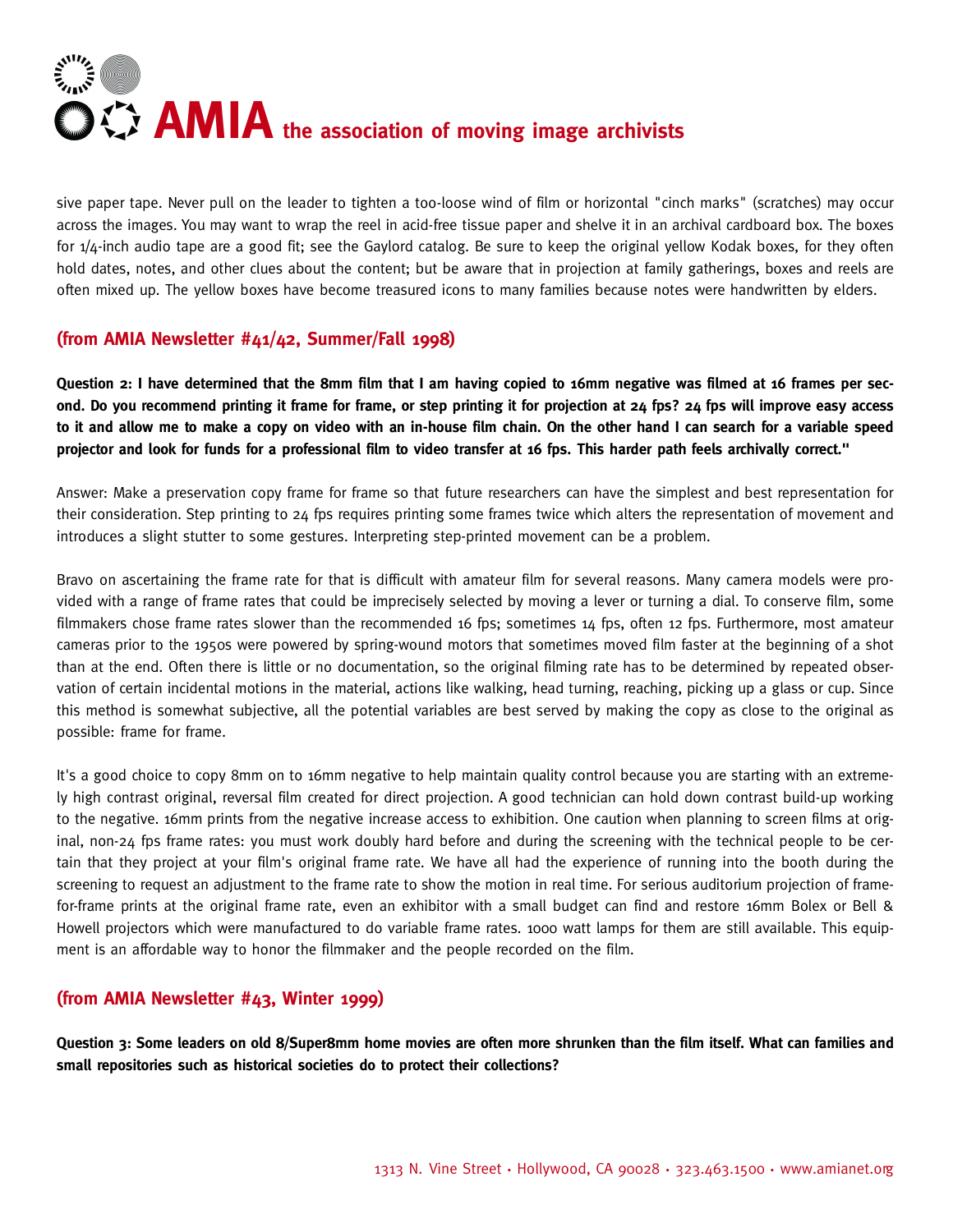sive paper tape. Never pull on the leader to tighten a too-loose wind of film or horizontal "cinch marks" (scratches) may occur across the images. You may want to wrap the reel in acid-free tissue paper and shelve it in an archival cardboard box. The boxes for 1/4-inch audio tape are a good fit; see the Gaylord catalog. Be sure to keep the original yellow Kodak boxes, for they often hold dates, notes, and other clues about the content; but be aware that in projection at family gatherings, boxes and reels are often mixed up. The yellow boxes have become treasured icons to many families because notes were handwritten by elders.

## (from AMIA Newsletter #41/42, Summer/Fall 1998)

**Question 2: I have determined that the 8mm film that I am having copied to 16mm negative was filmed at 16 frames per second. Do you recommend printing it frame for frame, or step printing it for projection at 24 fps? 24 fps will improve easy access to it and allow me to make a copy on video with an in-house film chain. On the other hand I can search for a variable speed projector and look for funds for a professional film to video transfer at 16 fps. This harder path feels archivally correct."**

Answer: Make a preservation copy frame for frame so that future researchers can have the simplest and best representation for their consideration. Step printing to 24 fps requires printing some frames twice which alters the representation of movement and introduces a slight stutter to some gestures. Interpreting step-printed movement can be a problem.

Bravo on ascertaining the frame rate for that is difficult with amateur film for several reasons. Many camera models were provided with a range of frame rates that could be imprecisely selected by moving a lever or turning a dial. To conserve film, some filmmakers chose frame rates slower than the recommended 16 fps; sometimes 14 fps, often 12 fps. Furthermore, most amateur cameras prior to the 1950s were powered by spring-wound motors that sometimes moved film faster at the beginning of a shot than at the end. Often there is little or no documentation, so the original filming rate has to be determined by repeated observation of certain incidental motions in the material, actions like walking, head turning, reaching, picking up a glass or cup. Since this method is somewhat subjective, all the potential variables are best served by making the copy as close to the original as possible: frame for frame.

It's a good choice to copy 8mm on to 16mm negative to help maintain quality control because you are starting with an extremely high contrast original, reversal film created for direct projection. A good technician can hold down contrast build-up working to the negative. 16mm prints from the negative increase access to exhibition. One caution when planning to screen films at original, non-24 fps frame rates: you must work doubly hard before and during the screening with the technical people to be certain that they project at your film's original frame rate. We have all had the experience of running into the booth during the screening to request an adjustment to the frame rate to show the motion in real time. For serious auditorium projection of frame-for-frame prints at the original frame rate, even an exhibitor with a small budget can find and restore 16mm Bolex or Bell & Howell projectors which were manufactured to do variable frame rates. 1000 watt lamps for them are still available. This equipment is an affordable way to honor the filmmaker and the people recorded on the film.

## (from AMIA Newsletter #43, Winter 1999)

**Question 3: Some leaders on old 8/Super8mm home movies are often more shrunken than the film itself. What can families and small repositories such as historical societies do to protect their collections?**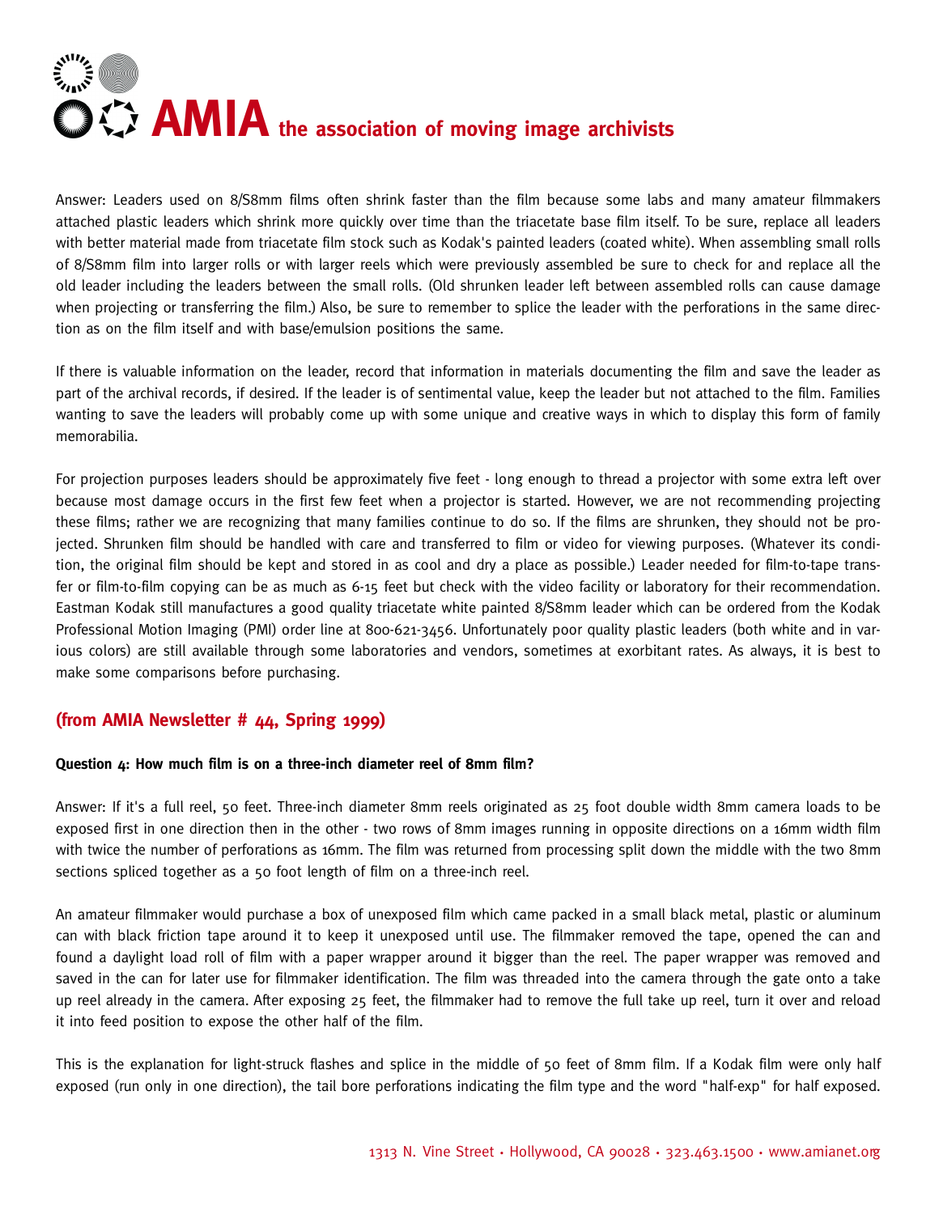Answer: Leaders used on 8/S8mm films often shrink faster than the film because some labs and many amateur filmmakers attached plastic leaders which shrink more quickly over time than the triacetate base film itself. To be sure, replace all leaders with better material made from triacetate film stock such as Kodak's painted leaders (coated white). When assembling small rolls of 8/S8mm film into larger rolls or with larger reels which were previously assembled be sure to check for and replace all the old leader including the leaders between the small rolls. (Old shrunken leader left between assembled rolls can cause damage when projecting or transferring the film.) Also, be sure to remember to splice the leader with the perforations in the same direction as on the film itself and with base/emulsion positions the same.

If there is valuable information on the leader, record that information in materials documenting the film and save the leader as part of the archival records, if desired. If the leader is of sentimental value, keep the leader but not attached to the film. Families wanting to save the leaders will probably come up with some unique and creative ways in which to display this form of family memorabilia.

For projection purposes leaders should be approximately five feet - long enough to thread a projector with some extra left over because most damage occurs in the first few feet when a projector is started. However, we are not recommending projecting these films; rather we are recognizing that many families continue to do so. If the films are shrunken, they should not be projected. Shrunken film should be handled with care and transferred to film or video for viewing purposes. (Whatever its condition, the original film should be kept and stored in as cool and dry a place as possible.) Leader needed for film-to-tape transfer or film-to-film copying can be as much as 6-15 feet but check with the video facility or laboratory for their recommendation. Eastman Kodak still manufactures a good quality triacetate white painted 8/S8mm leader which can be ordered from the Kodak Professional Motion Imaging (PMI) order line at 800-621-3456. Unfortunately poor quality plastic leaders (both white and in various colors) are still available through some laboratories and vendors, sometimes at exorbitant rates. As always, it is best to make some comparisons before purchasing.

## (from AMIA Newsletter # 44, Spring 1999)

**Question 4: How much film is on a three-inch diameter reel of 8mm film?**

Answer: If it's a full reel, 50 feet. Three-inch diameter 8mm reels originated as 25 foot double width 8mm camera loads to be exposed first in one direction then in the other - two rows of 8mm images running in opposite directions on a 16mm width film with twice the number of perforations as 16mm. The film was returned from processing split down the middle with the two 8mm sections spliced together as a 50 foot length of film on a three-inch reel.

An amateur filmmaker would purchase a box of unexposed film which came packed in a small black metal, plastic or aluminum can with black friction tape around it to keep it unexposed until use. The filmmaker removed the tape, opened the can and found a daylight load roll of film with a paper wrapper around it bigger than the reel. The paper wrapper was removed and saved in the can for later use for filmmaker identification. The film was threaded into the camera through the gate onto a take up reel already in the camera. After exposing 25 feet, the filmmaker had to remove the full take up reel, turn it over and reload it into feed position to expose the other half of the film.

This is the explanation for light-struck flashes and splice in the middle of 50 feet of 8mm film. If a Kodak film were only half exposed (run only in one direction), the tail bore perforations indicating the film type and the word "half-exp" for half exposed.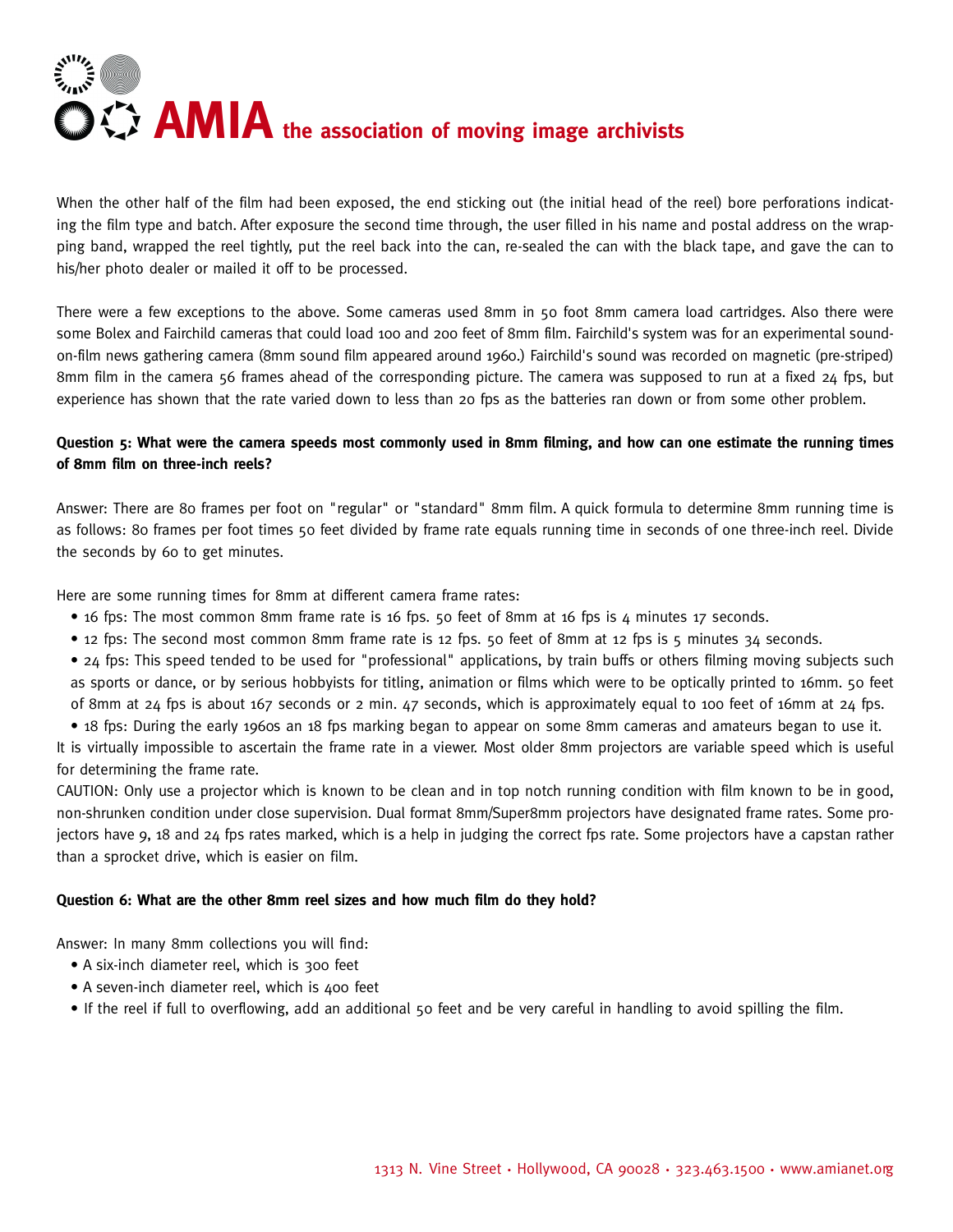When the other half of the film had been exposed, the end sticking out (the initial head of the reel) bore perforations indicating the film type and batch. After exposure the second time through, the user filled in his name and postal address on the wrapping band, wrapped the reel tightly, put the reel back into the can, re-sealed the can with the black tape, and gave the can to his/her photo dealer or mailed it off to be processed.

There were a few exceptions to the above. Some cameras used 8mm in 50 foot 8mm camera load cartridges. Also there were some Bolex and Fairchild cameras that could load 100 and 200 feet of 8mm film. Fairchild's system was for an experimental sound-on-film news gathering camera (8mm sound film appeared around 1960.) Fairchild's sound was recorded on magnetic (pre-striped) 8mm film in the camera 56 frames ahead of the corresponding picture. The camera was supposed to run at a fixed 24 fps, but experience has shown that the rate varied down to less than 20 fps as the batteries ran down or from some other problem.

**Question 5: What were the camera speeds most commonly used in 8mm filming, and how can one estimate the running times of 8mm film on three-inch reels?**

Answer: There are 80 frames per foot on "regular" or "standard" 8mm film. A quick formula to determine 8mm running time is as follows: 80 frames per foot times 50 feet divided by frame rate equals running time in seconds of one three-inch reel. Divide the seconds by 60 to get minutes.

Here are some running times for 8mm at different camera frame rates:

- 16 fps: The most common 8mm frame rate is 16 fps. 50 feet of 8mm at 16 fps is 4 minutes 17 seconds.
- 12 fps: The second most common 8mm frame rate is 12 fps. 50 feet of 8mm at 12 fps is 5 minutes 34 seconds.
- 24 fps: This speed tended to be used for "professional" applications, by train buffs or others filming moving subjects such as sports or dance, or by serious hobbyists for titling, animation or films which were to be optically printed to 16mm. 50 feet of 8mm at 24 fps is about 167 seconds or 2 min. 47 seconds, which is approximately equal to 100 feet of 16mm at 24 fps.
- 18 fps: During the early 1960s an 18 fps marking began to appear on some 8mm cameras and amateurs began to use it.

It is virtually impossible to ascertain the frame rate in a viewer. Most older 8mm projectors are variable speed which is useful for determining the frame rate.

CAUTION: Only use a projector which is known to be clean and in top notch running condition with film known to be in good, non-shrunken condition under close supervision. Dual format 8mm/Super8mm projectors have designated frame rates. Some projectors have 9, 18 and 24 fps rates marked, which is a help in judging the correct fps rate. Some projectors have a capstan rather than a sprocket drive, which is easier on film.

**Question 6: What are the other 8mm reel sizes and how much film do they hold?**

Answer: In many 8mm collections you will find:

- A six-inch diameter reel, which is 300 feet
- A seven-inch diameter reel, which is 400 feet
- If the reel if full to overflowing, add an additional 50 feet and be very careful in handling to avoid spilling the film.